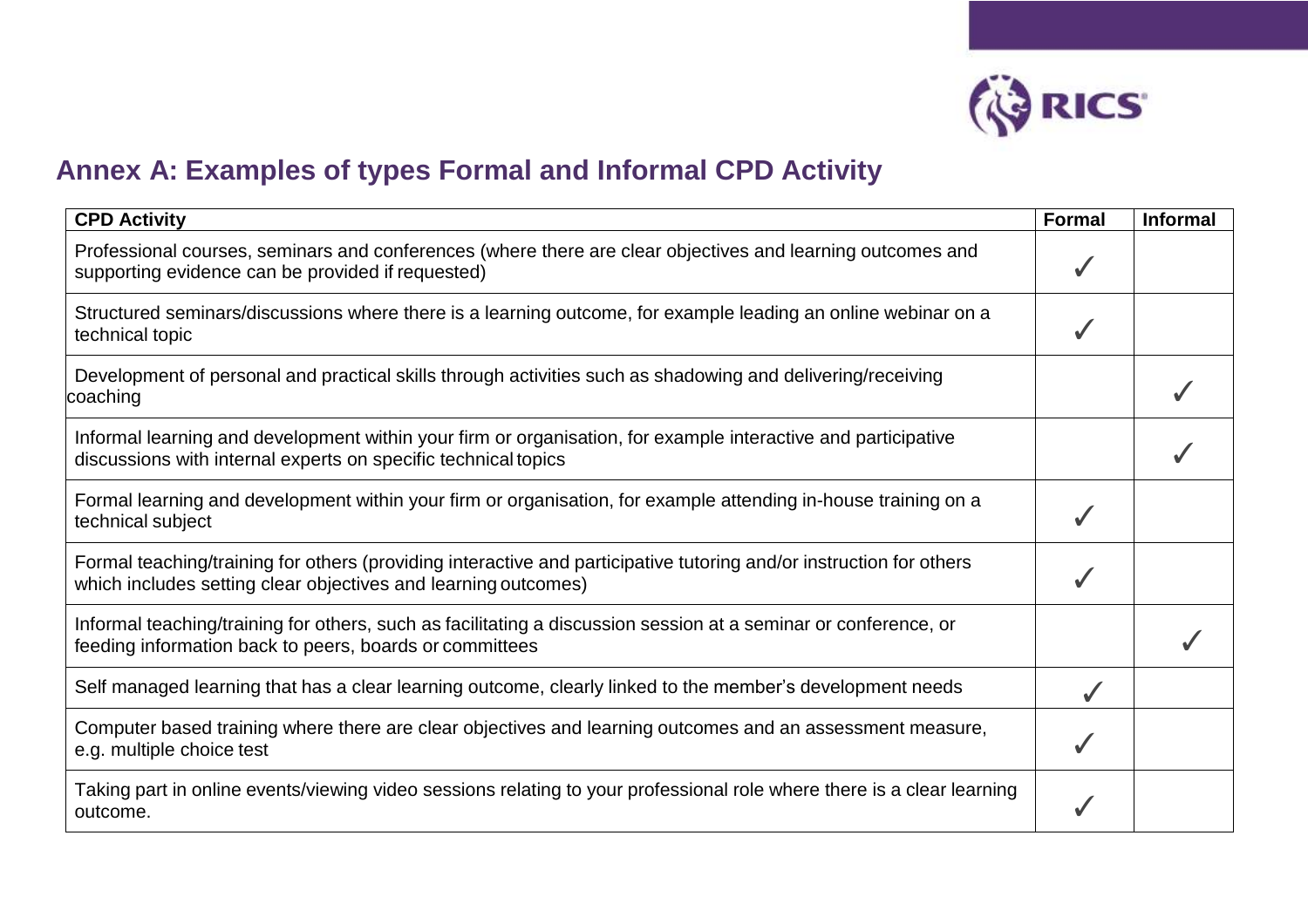## Annex A: Examples of types Formal and Informal CPD Activity

| CPD Activity | Formal | Informal |
|---|---|---|
| Professional courses, seminars and conferences (where there are clear objectives and learning outcomes and supporting evidence can be provided if requested) | ✓ | |
| Structured seminars/discussions where there is a learning outcome, for example leading an online webinar on a technical topic | ✓ | |
| Development of personal and practical skills through activities such as shadowing and delivering/receiving coaching | | ✓ |
| Informal learning and development within your firm or organisation, for example interactive and participative discussions with internal experts on specific technical topics | | ✓ |
| Formal learning and development within your firm or organisation, for example attending in-house training on a technical subject | ✓ | |
| Formal teaching/training for others (providing interactive and participative tutoring and/or instruction for others which includes setting clear objectives and learning outcomes) | ✓ | |
| Informal teaching/training for others, such as facilitating a discussion session at a seminar or conference, or feeding information back to peers, boards or committees | | ✓ |
| Self managed learning that has a clear learning outcome, clearly linked to the member's development needs | ✓ | |
| Computer based training where there are clear objectives and learning outcomes and an assessment measure, e.g. multiple choice test | ✓ | |
| Taking part in online events/viewing video sessions relating to your professional role where there is a clear learning outcome. | ✓ | |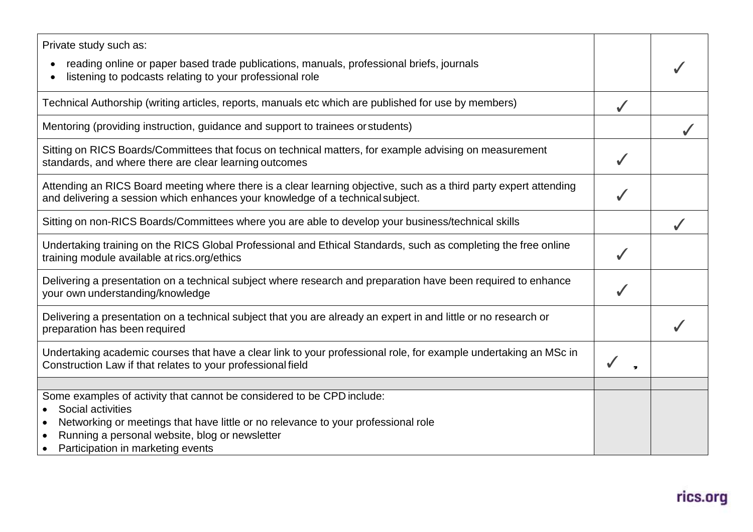| | | |
|---|---|---|
| Private study such as:<br>• reading online or paper based trade publications, manuals, professional briefs, journals<br>• listening to podcasts relating to your professional role | | ✓ |
| Technical Authorship (writing articles, reports, manuals etc which are published for use by members) | ✓ | |
| Mentoring (providing instruction, guidance and support to trainees or students) | | ✓ |
| Sitting on RICS Boards/Committees that focus on technical matters, for example advising on measurement standards, and where there are clear learning outcomes | ✓ | |
| Attending an RICS Board meeting where there is a clear learning objective, such as a third party expert attending and delivering a session which enhances your knowledge of a technical subject. | ✓ | |
| Sitting on non-RICS Boards/Committees where you are able to develop your business/technical skills | | ✓ |
| Undertaking training on the RICS Global Professional and Ethical Standards, such as completing the free online training module available at rics.org/ethics | ✓ | |
| Delivering a presentation on a technical subject where research and preparation have been required to enhance your own understanding/knowledge | ✓ | |
| Delivering a presentation on a technical subject that you are already an expert in and little or no research or preparation has been required | | ✓ |
| Undertaking academic courses that have a clear link to your professional role, for example undertaking an MSc in Construction Law if that relates to your professional field | ✓ | |
| | | |
| Some examples of activity that cannot be considered to be CPD include:<br>• Social activities<br>• Networking or meetings that have little or no relevance to your professional role<br>• Running a personal website, blog or newsletter<br>• Participation in marketing events | | |